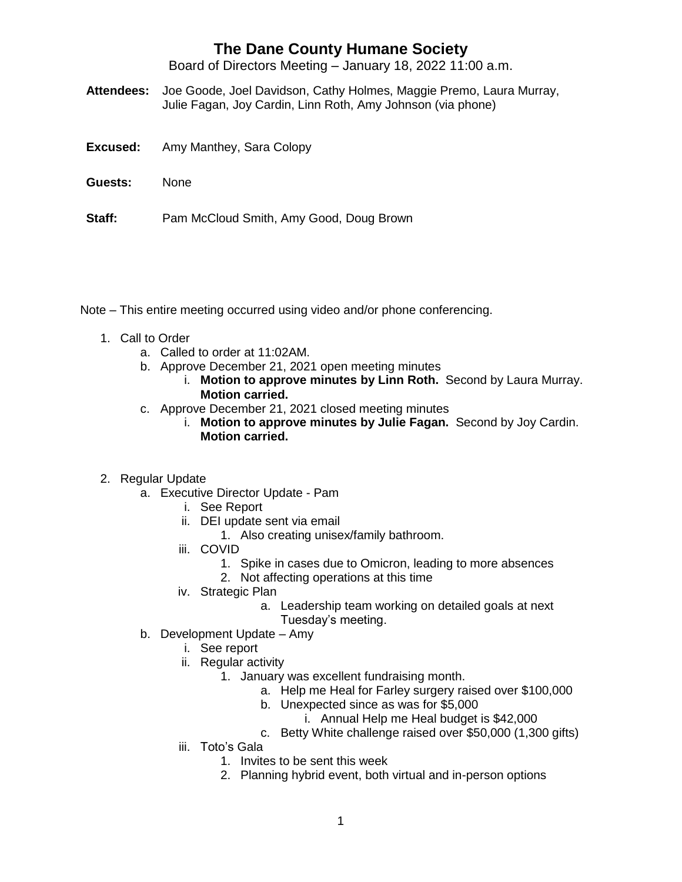# The Dane County Humane Society

Board of Directors Meeting – January 18, 2022 11:00 a.m.

**Attendees:** Joe Goode, Joel Davidson, Cathy Holmes, Maggie Premo, Laura Murray, Julie Fagan, Joy Cardin, Linn Roth, Amy Johnson (via phone)

**Excused:** Amy Manthey, Sara Colopy

**Guests:** None

**Staff:** Pam McCloud Smith, Amy Good, Doug Brown

Note – This entire meeting occurred using video and/or phone conferencing.

1. Call to Order
   a. Called to order at 11:02AM.
   b. Approve December 21, 2021 open meeting minutes
      i. **Motion to approve minutes by Linn Roth.** Second by Laura Murray. **Motion carried.**
   c. Approve December 21, 2021 closed meeting minutes
      i. **Motion to approve minutes by Julie Fagan.** Second by Joy Cardin. **Motion carried.**

2. Regular Update
   a. Executive Director Update - Pam
      i. See Report
      ii. DEI update sent via email
         1. Also creating unisex/family bathroom.
      iii. COVID
         1. Spike in cases due to Omicron, leading to more absences
         2. Not affecting operations at this time
      iv. Strategic Plan
         a. Leadership team working on detailed goals at next Tuesday's meeting.
   b. Development Update – Amy
      i. See report
      ii. Regular activity
         1. January was excellent fundraising month.
            a. Help me Heal for Farley surgery raised over $100,000
            b. Unexpected since as was for $5,000
               i. Annual Help me Heal budget is $42,000
            c. Betty White challenge raised over $50,000 (1,300 gifts)
      iii. Toto's Gala
         1. Invites to be sent this week
         2. Planning hybrid event, both virtual and in-person options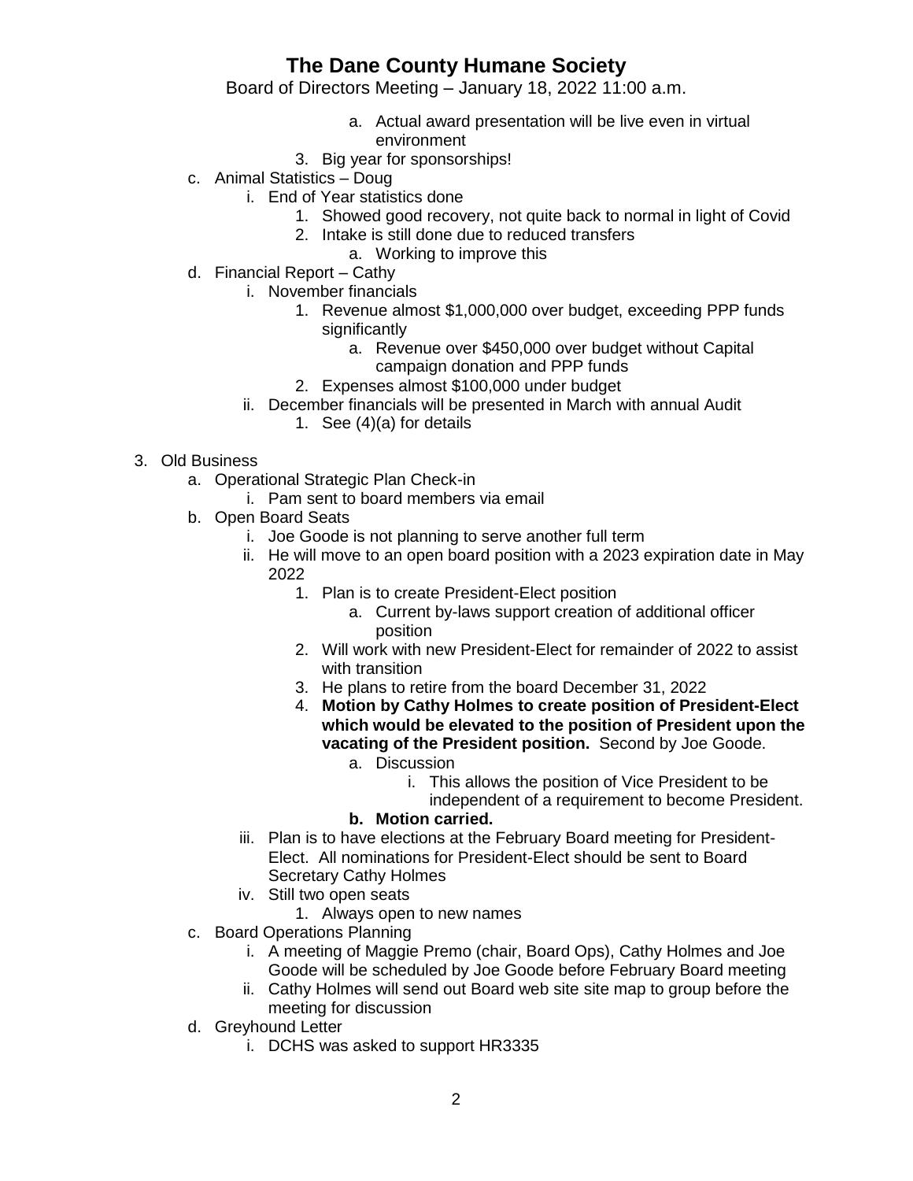a. Actual award presentation will be live even in virtual environment
   3. Big year for sponsorships!

c. Animal Statistics – Doug
   i. End of Year statistics done
      1. Showed good recovery, not quite back to normal in light of Covid
      2. Intake is still done due to reduced transfers
         a. Working to improve this

d. Financial Report – Cathy
   i. November financials
      1. Revenue almost $1,000,000 over budget, exceeding PPP funds significantly
         a. Revenue over $450,000 over budget without Capital campaign donation and PPP funds
      2. Expenses almost $100,000 under budget
   ii. December financials will be presented in March with annual Audit
      1. See (4)(a) for details

3. Old Business
   a. Operational Strategic Plan Check-in
      i. Pam sent to board members via email
   b. Open Board Seats
      i. Joe Goode is not planning to serve another full term
      ii. He will move to an open board position with a 2023 expiration date in May 2022
         1. Plan is to create President-Elect position
            a. Current by-laws support creation of additional officer position
         2. Will work with new President-Elect for remainder of 2022 to assist with transition
         3. He plans to retire from the board December 31, 2022
         4. **Motion by Cathy Holmes to create position of President-Elect which would be elevated to the position of President upon the vacating of the President position.** Second by Joe Goode.
            a. Discussion
               i. This allows the position of Vice President to be independent of a requirement to become President.
            b. **Motion carried.**
      iii. Plan is to have elections at the February Board meeting for President-Elect. All nominations for President-Elect should be sent to Board Secretary Cathy Holmes
      iv. Still two open seats
         1. Always open to new names
   c. Board Operations Planning
      i. A meeting of Maggie Premo (chair, Board Ops), Cathy Holmes and Joe Goode will be scheduled by Joe Goode before February Board meeting
      ii. Cathy Holmes will send out Board web site site map to group before the meeting for discussion
   d. Greyhound Letter
      i. DCHS was asked to support HR3335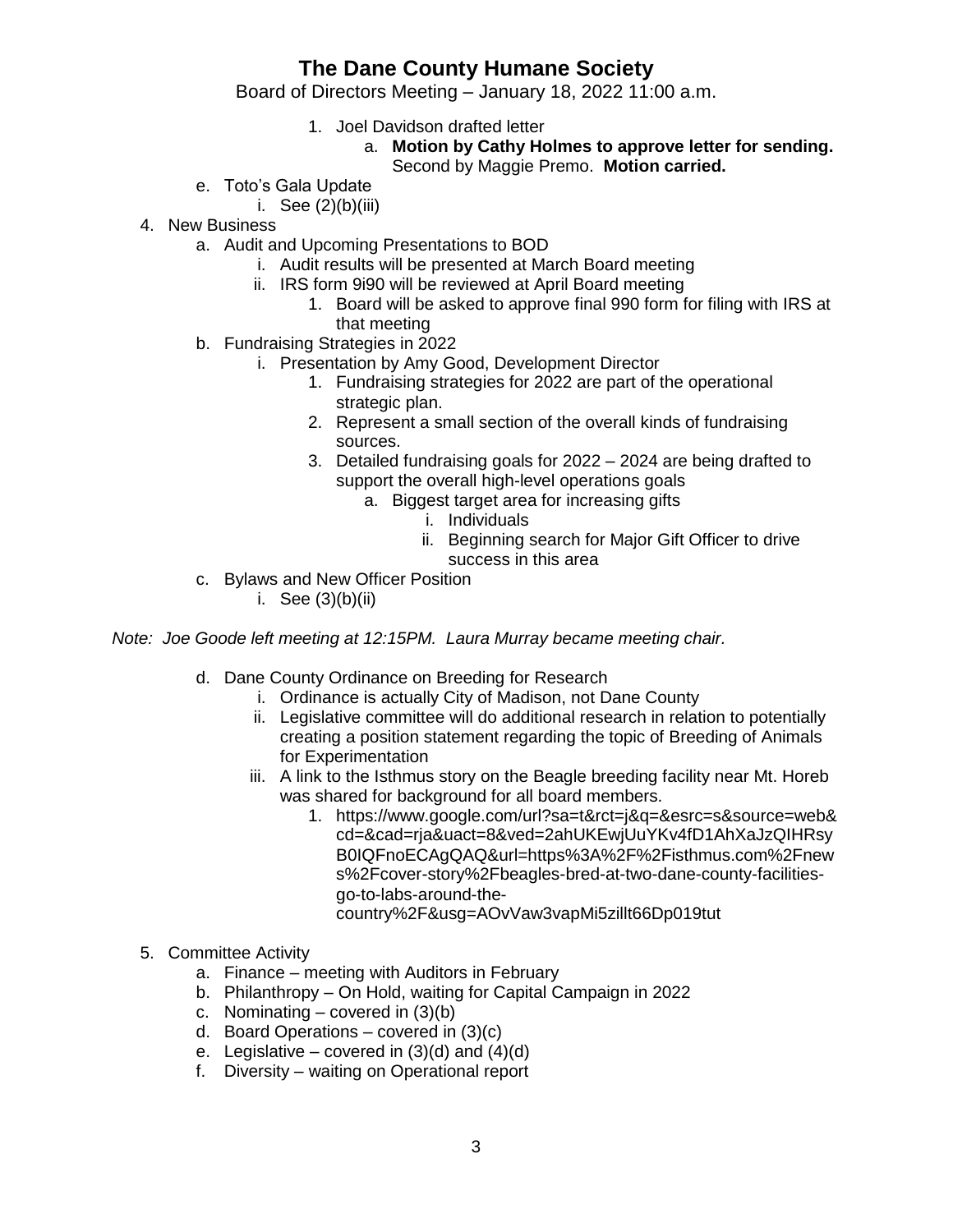# The Dane County Humane Society

Board of Directors Meeting – January 18, 2022 11:00 a.m.

1. Joel Davidson drafted letter
    a. **Motion by Cathy Holmes to approve letter for sending.** Second by Maggie Premo. **Motion carried.**

e. Toto's Gala Update
    i. See (2)(b)(iii)

4. New Business
    a. Audit and Upcoming Presentations to BOD
        i. Audit results will be presented at March Board meeting
        ii. IRS form 9i90 will be reviewed at April Board meeting
            1. Board will be asked to approve final 990 form for filing with IRS at that meeting
    b. Fundraising Strategies in 2022
        i. Presentation by Amy Good, Development Director
            1. Fundraising strategies for 2022 are part of the operational strategic plan.
            2. Represent a small section of the overall kinds of fundraising sources.
            3. Detailed fundraising goals for 2022 – 2024 are being drafted to support the overall high-level operations goals
                a. Biggest target area for increasing gifts
                    i. Individuals
                    ii. Beginning search for Major Gift Officer to drive success in this area
    c. Bylaws and New Officer Position
        i. See (3)(b)(ii)

*Note: Joe Goode left meeting at 12:15PM. Laura Murray became meeting chair.*

    d. Dane County Ordinance on Breeding for Research
        i. Ordinance is actually City of Madison, not Dane County
        ii. Legislative committee will do additional research in relation to potentially creating a position statement regarding the topic of Breeding of Animals for Experimentation
        iii. A link to the Isthmus story on the Beagle breeding facility near Mt. Horeb was shared for background for all board members.
            1. https://www.google.com/url?sa=t&rct=j&q=&esrc=s&source=web&cd=&cad=rja&uact=8&ved=2ahUKEwjUuYKv4fD1AhXaJzQIHRsyB0IQFnoECAgQAQ&url=https%3A%2F%2Fisthmus.com%2Fnews%2Fcover-story%2Fbeagles-bred-at-two-dane-county-facilities-go-to-labs-around-the-country%2F&usg=AOvVaw3vapMi5zillt66Dp019tut

5. Committee Activity
    a. Finance – meeting with Auditors in February
    b. Philanthropy – On Hold, waiting for Capital Campaign in 2022
    c. Nominating – covered in (3)(b)
    d. Board Operations – covered in (3)(c)
    e. Legislative – covered in (3)(d) and (4)(d)
    f. Diversity – waiting on Operational report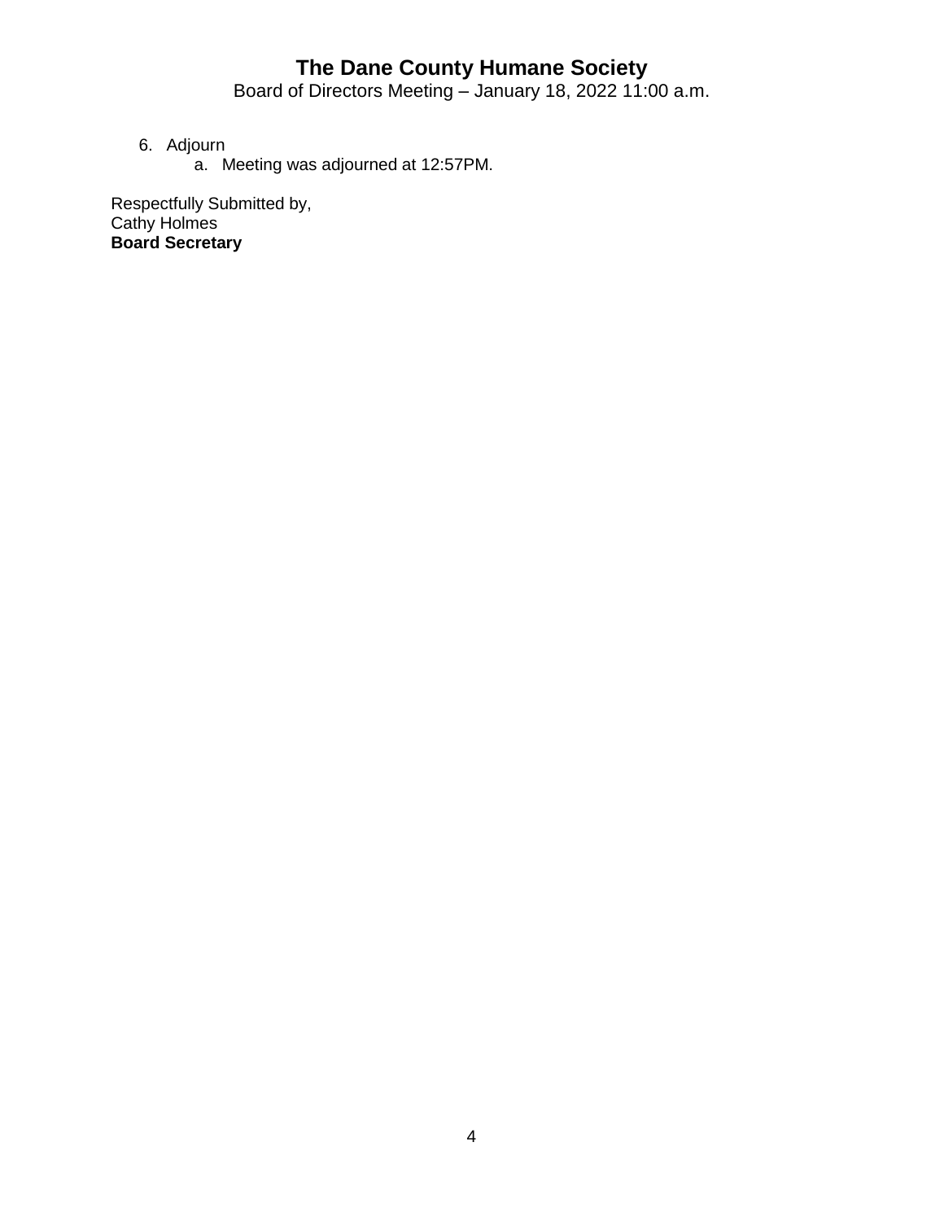6. Adjourn
    a. Meeting was adjourned at 12:57PM.

Respectfully Submitted by,
Cathy Holmes
**Board Secretary**